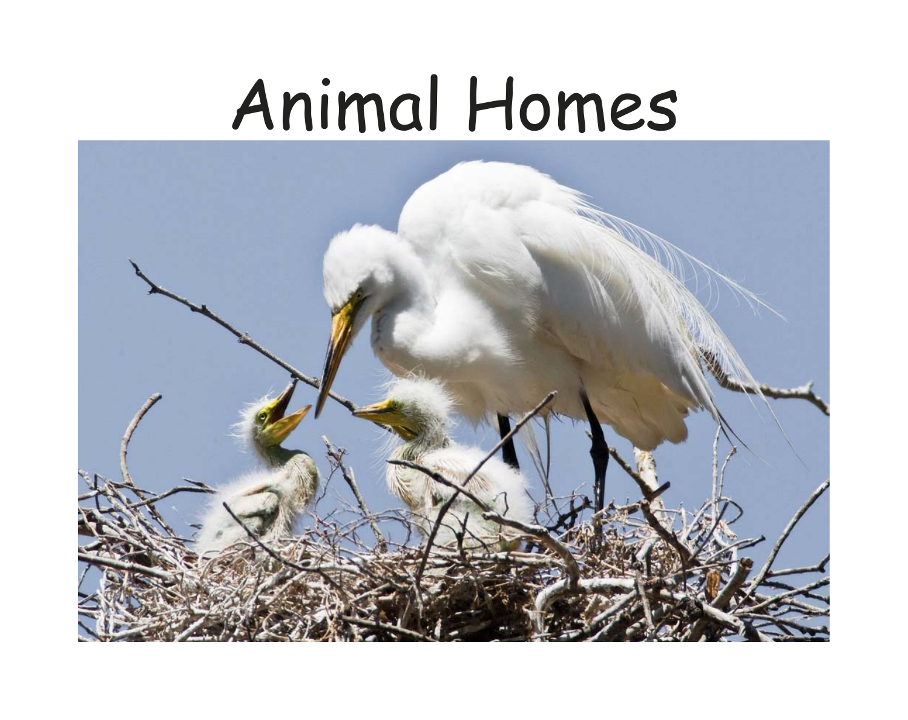# Animal Homes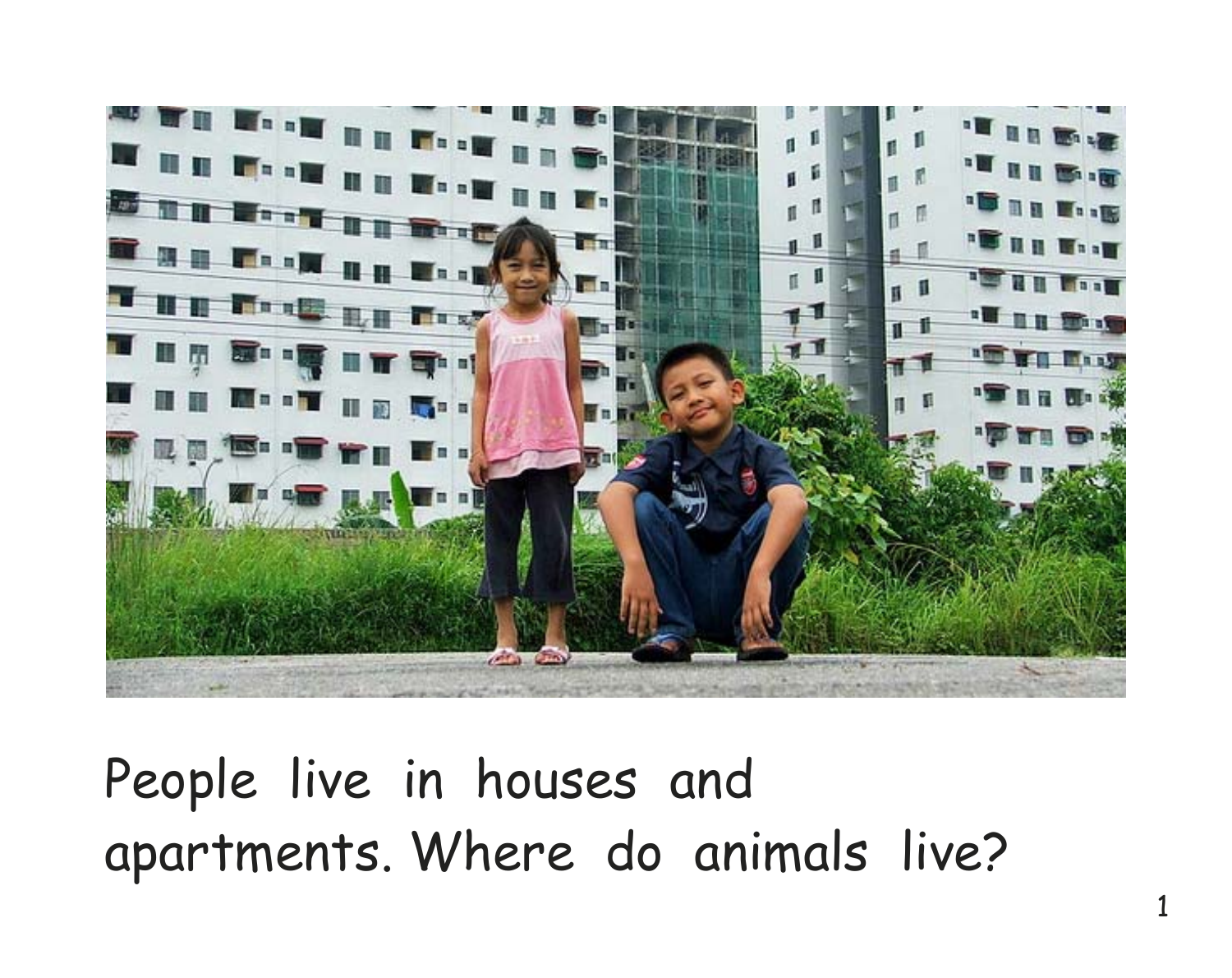People live in houses and apartments. Where do animals live?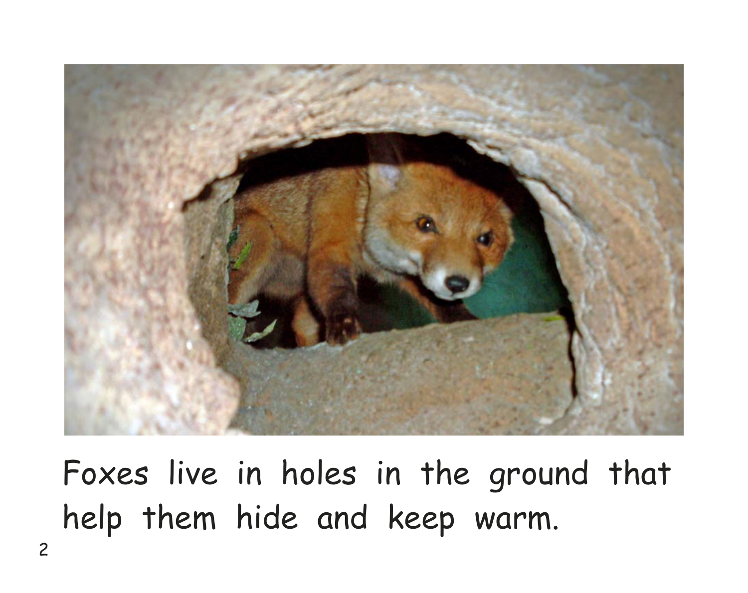Foxes live in holes in the ground that help them hide and keep warm.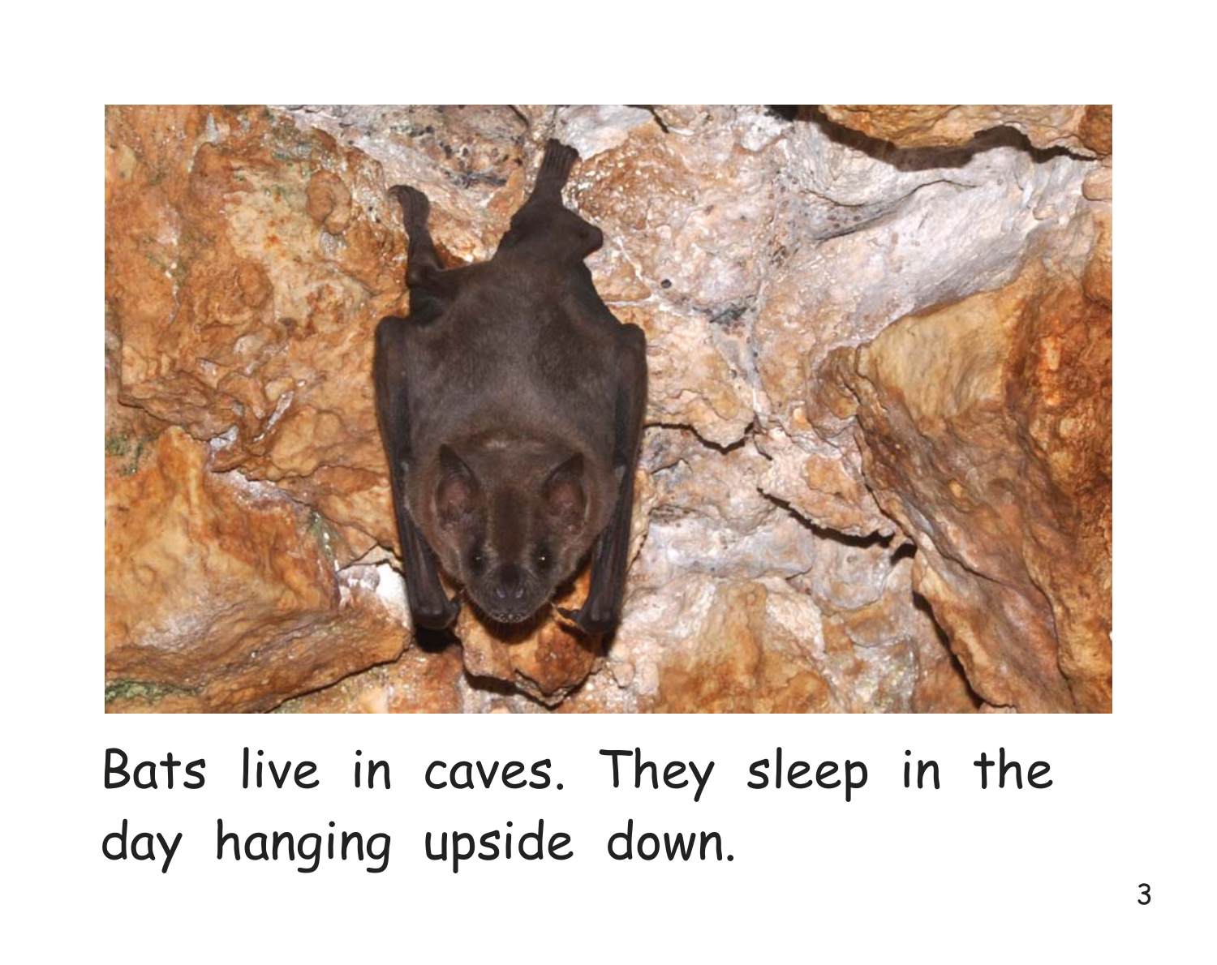Bats live in caves. They sleep in the day hanging upside down.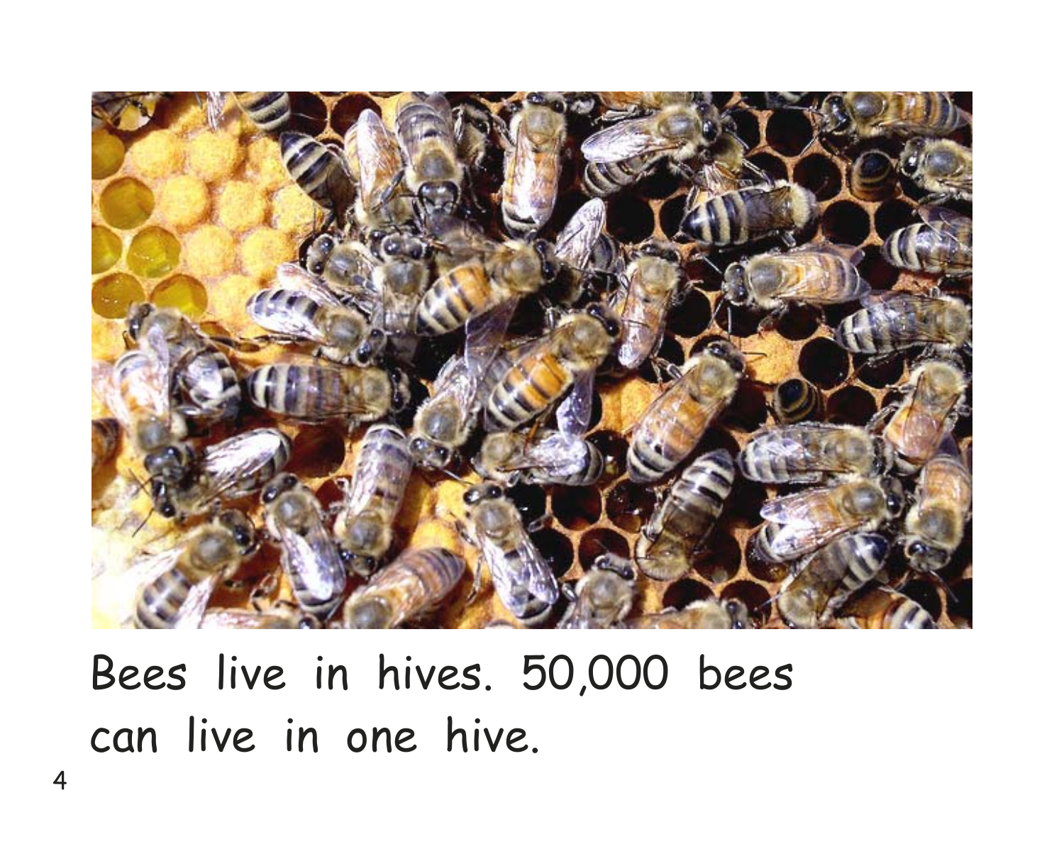Bees live in hives. 50,000 bees can live in one hive.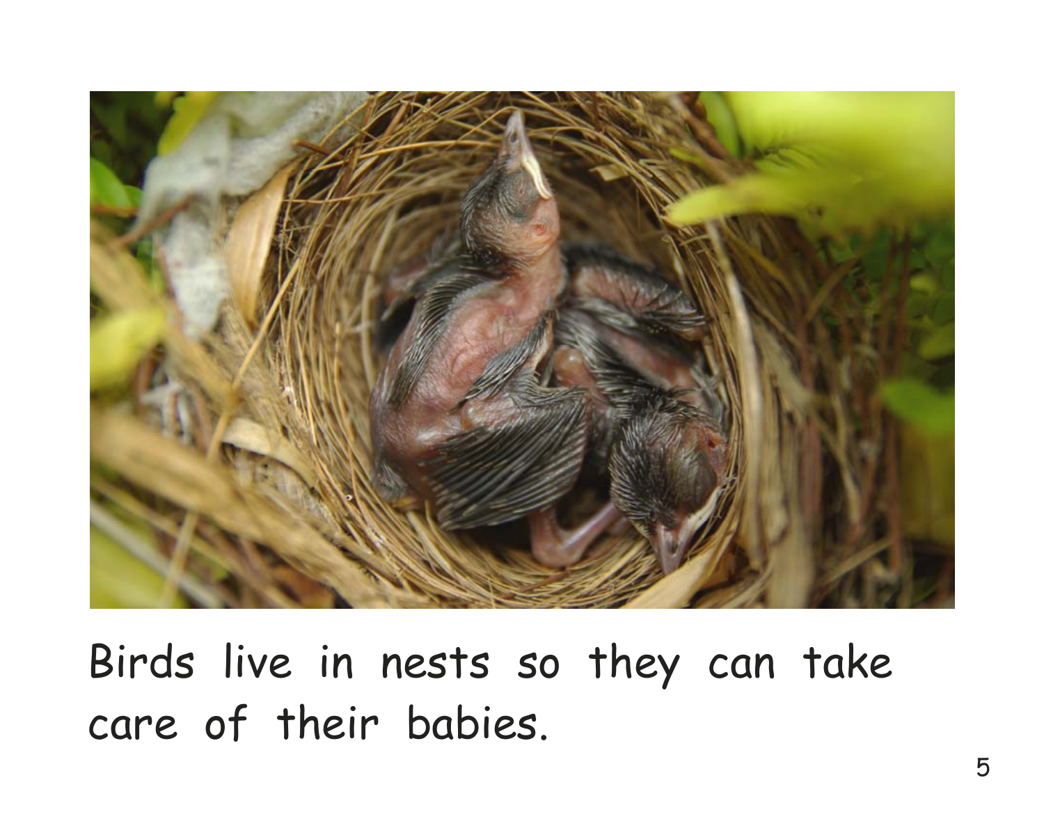Birds live in nests so they can take care of their babies.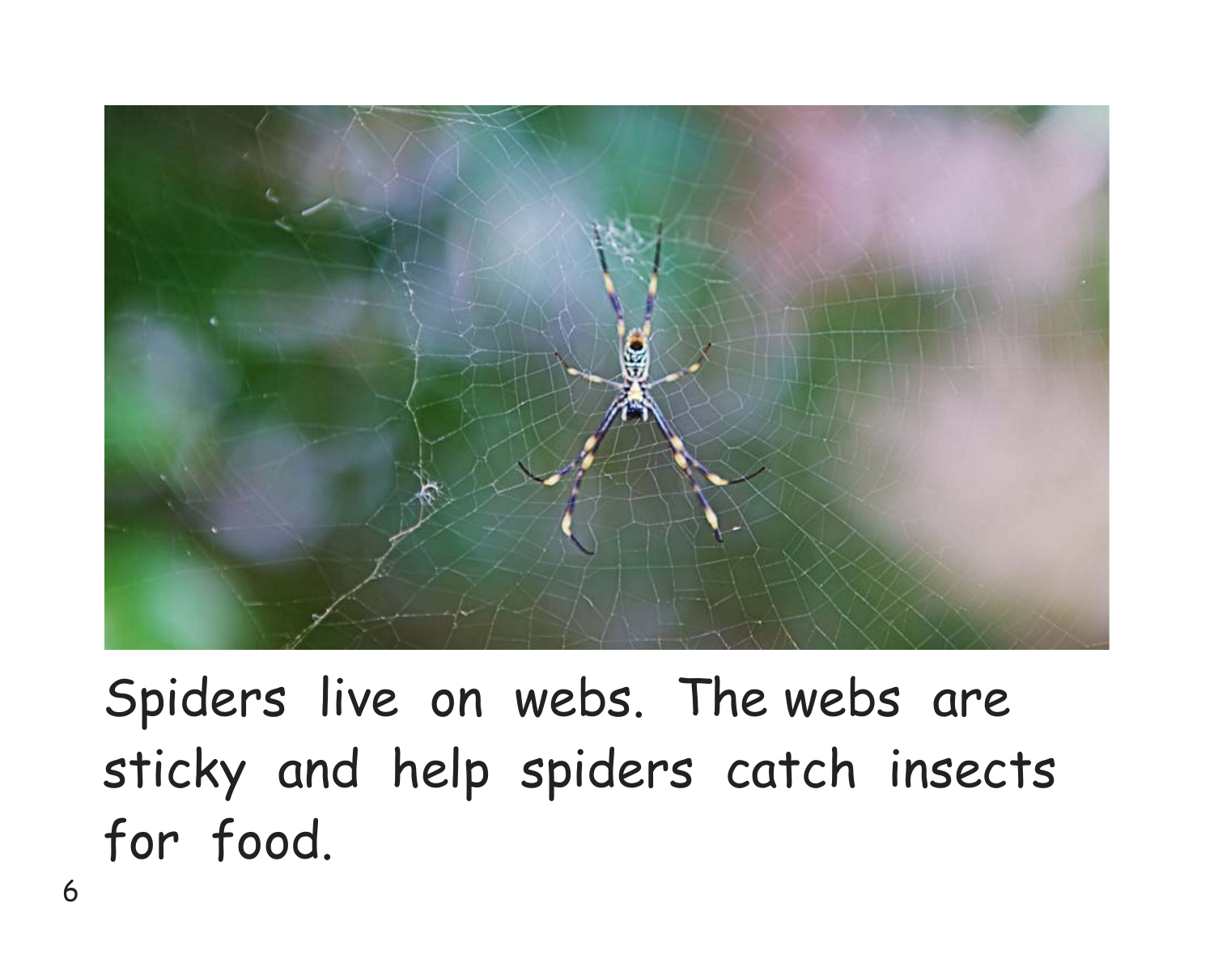Spiders live on webs. The webs are sticky and help spiders catch insects for food.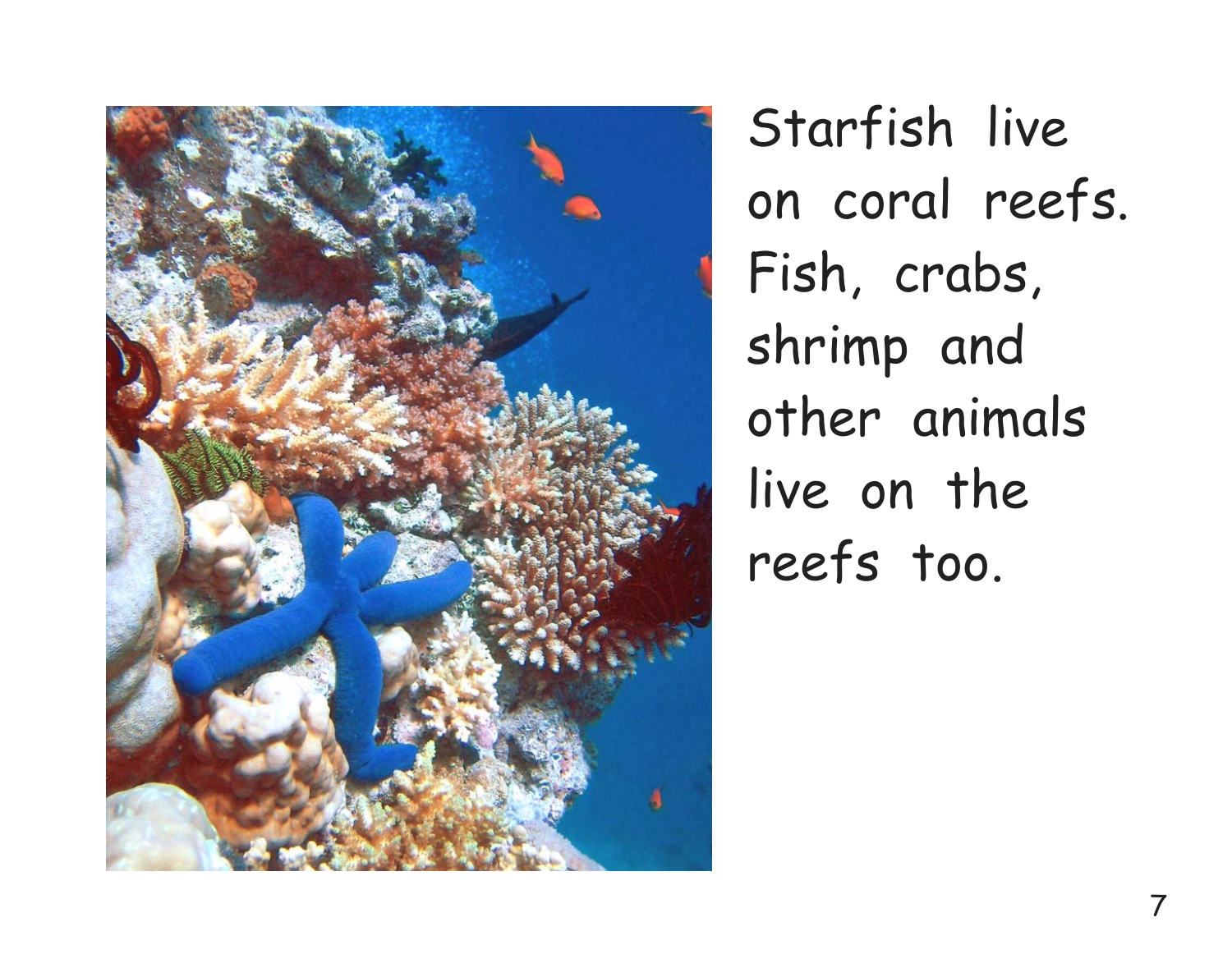Starfish live on coral reefs. Fish, crabs, shrimp and other animals live on the reefs too.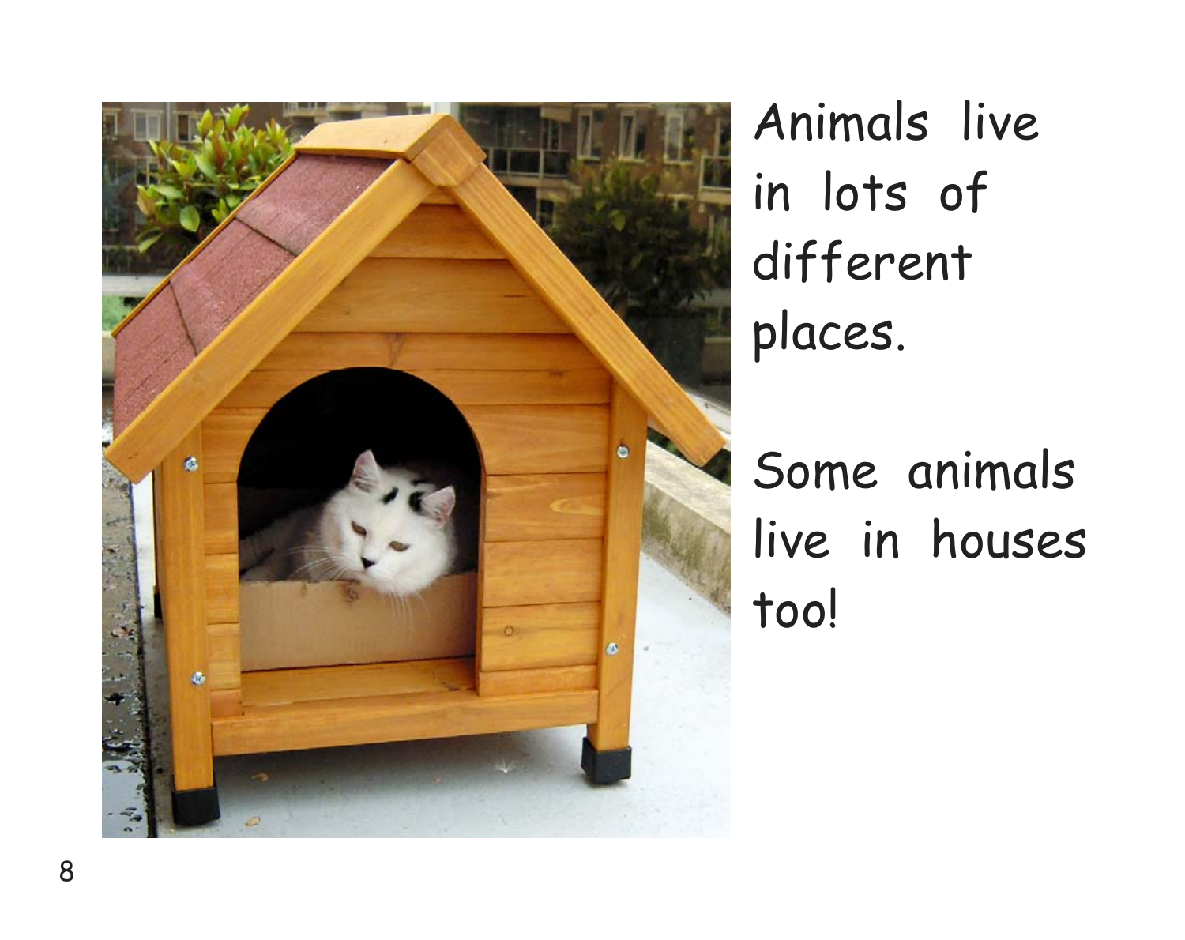Animals live in lots of different places.

Some animals live in houses too!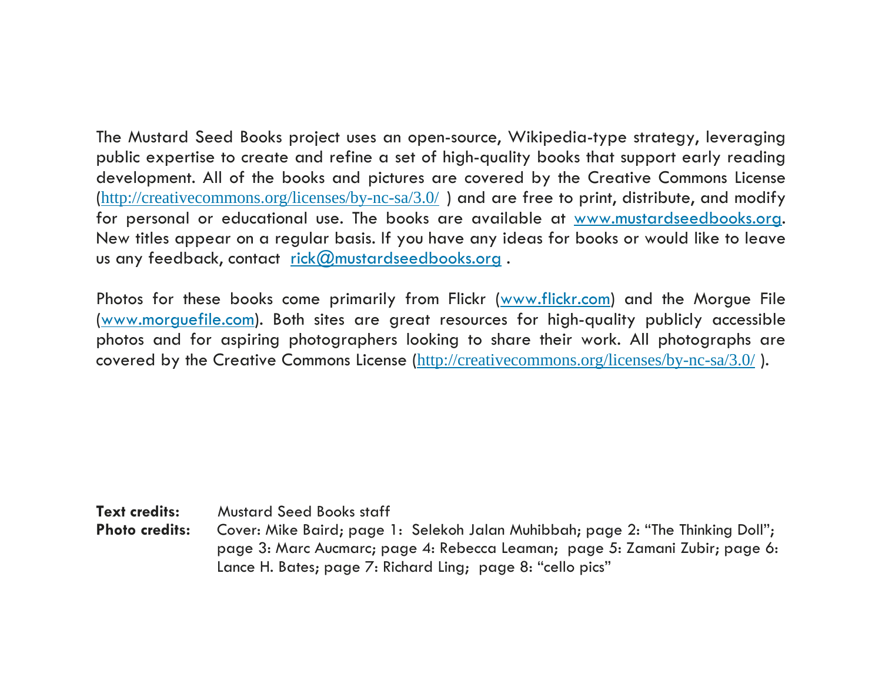The Mustard Seed Books project uses an open-source, Wikipedia-type strategy, leveraging public expertise to create and refine a set of high-quality books that support early reading development. All of the books and pictures are covered by the Creative Commons License (http://creativecommons.org/licenses/by-nc-sa/3.0/ ) and are free to print, distribute, and modify for personal or educational use. The books are available at www.mustardseedbooks.org. New titles appear on a regular basis. If you have any ideas for books or would like to leave us any feedback, contact rick@mustardseedbooks.org .

Photos for these books come primarily from Flickr (www.flickr.com) and the Morgue File (www.morguefile.com). Both sites are great resources for high-quality publicly accessible photos and for aspiring photographers looking to share their work. All photographs are covered by the Creative Commons License (http://creativecommons.org/licenses/by-nc-sa/3.0/ ).

**Text credits:** Mustard Seed Books staff

**Photo credits:** Cover: Mike Baird; page 1: Selekoh Jalan Muhibbah; page 2: "The Thinking Doll"; page 3: Marc Aucmarc; page 4: Rebecca Leaman; page 5: Zamani Zubir; page 6: Lance H. Bates; page 7: Richard Ling; page 8: "cello pics"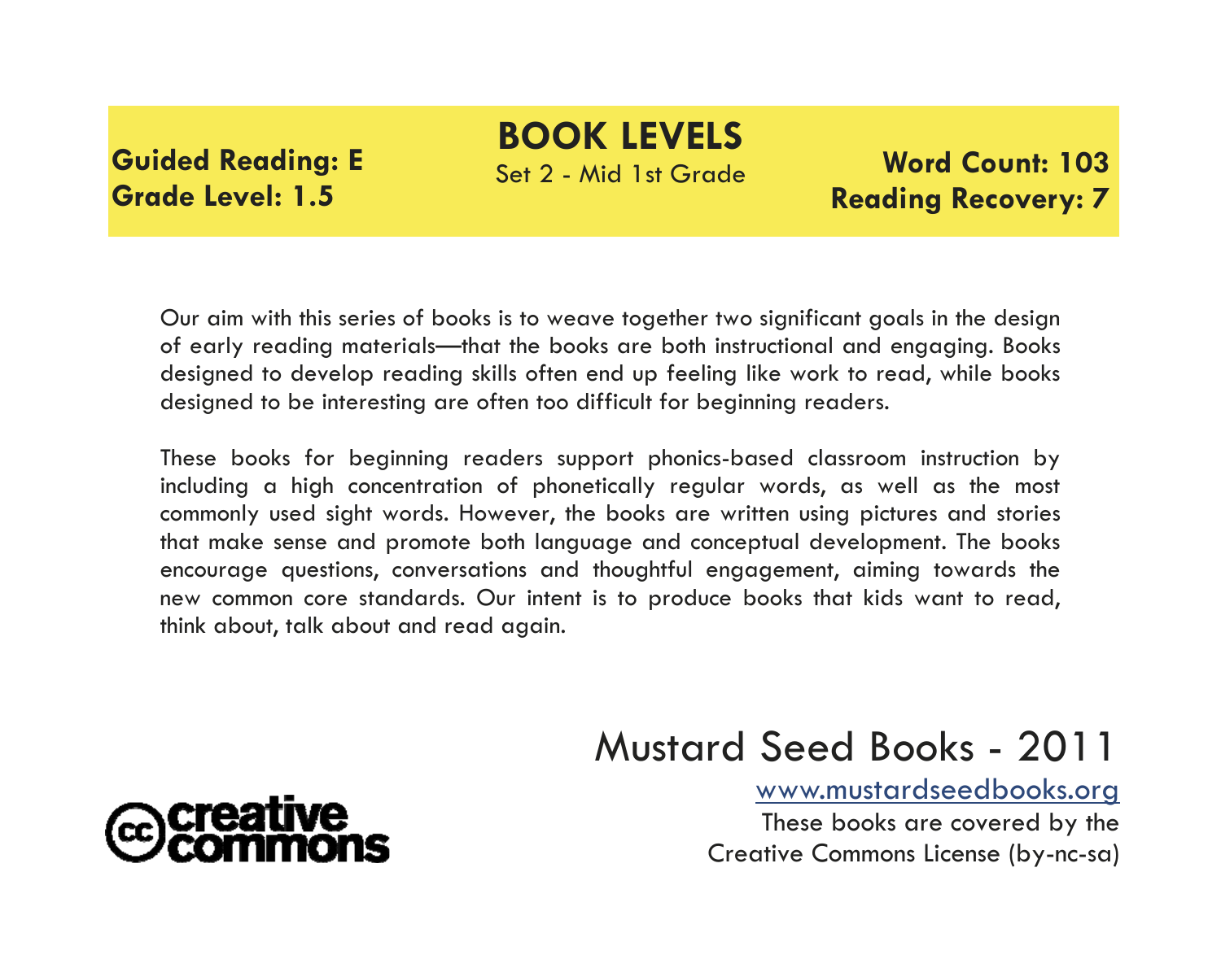# BOOK LEVELS

Set 2 - Mid 1st Grade

**Guided Reading: E**
**Grade Level: 1.5**

**Word Count: 103**
**Reading Recovery: 7**

Our aim with this series of books is to weave together two significant goals in the design of early reading materials—that the books are both instructional and engaging. Books designed to develop reading skills often end up feeling like work to read, while books designed to be interesting are often too difficult for beginning readers.

These books for beginning readers support phonics-based classroom instruction by including a high concentration of phonetically regular words, as well as the most commonly used sight words. However, the books are written using pictures and stories that make sense and promote both language and conceptual development. The books encourage questions, conversations and thoughtful engagement, aiming towards the new common core standards. Our intent is to produce books that kids want to read, think about, talk about and read again.

Mustard Seed Books - 2011

www.mustardseedbooks.org

These books are covered by the Creative Commons License (by-nc-sa)

creative commons